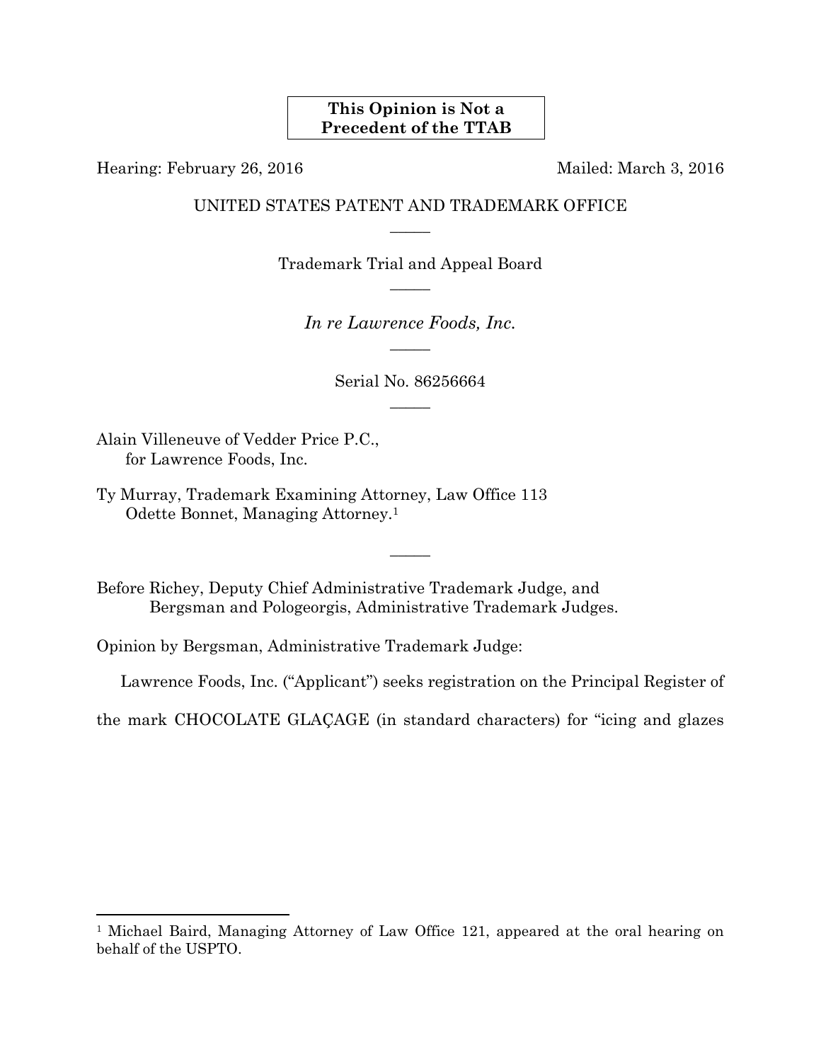**This Opinion is Not a Precedent of the TTAB**

Hearing: February 26, 2016 Mailed: March 3, 2016

UNITED STATES PATENT AND TRADEMARK OFFICE

\_\_\_\_\_

Trademark Trial and Appeal Board

\_\_\_\_\_

*In re Lawrence Foods, Inc.*

\_\_\_\_\_

Serial No. 86256664

\_\_\_\_\_

Alain Villeneuve of Vedder Price P.C.,
for Lawrence Foods, Inc.

Ty Murray, Trademark Examining Attorney, Law Office 113
Odette Bonnet, Managing Attorney.[1]

\_\_\_\_\_

Before Richey, Deputy Chief Administrative Trademark Judge, and
Bergsman and Pologeorgis, Administrative Trademark Judges.

Opinion by Bergsman, Administrative Trademark Judge:

Lawrence Foods, Inc. ("Applicant") seeks registration on the Principal Register of the mark CHOCOLATE GLAÇAGE (in standard characters) for "icing and glazes

---

[1] Michael Baird, Managing Attorney of Law Office 121, appeared at the oral hearing on behalf of the USPTO.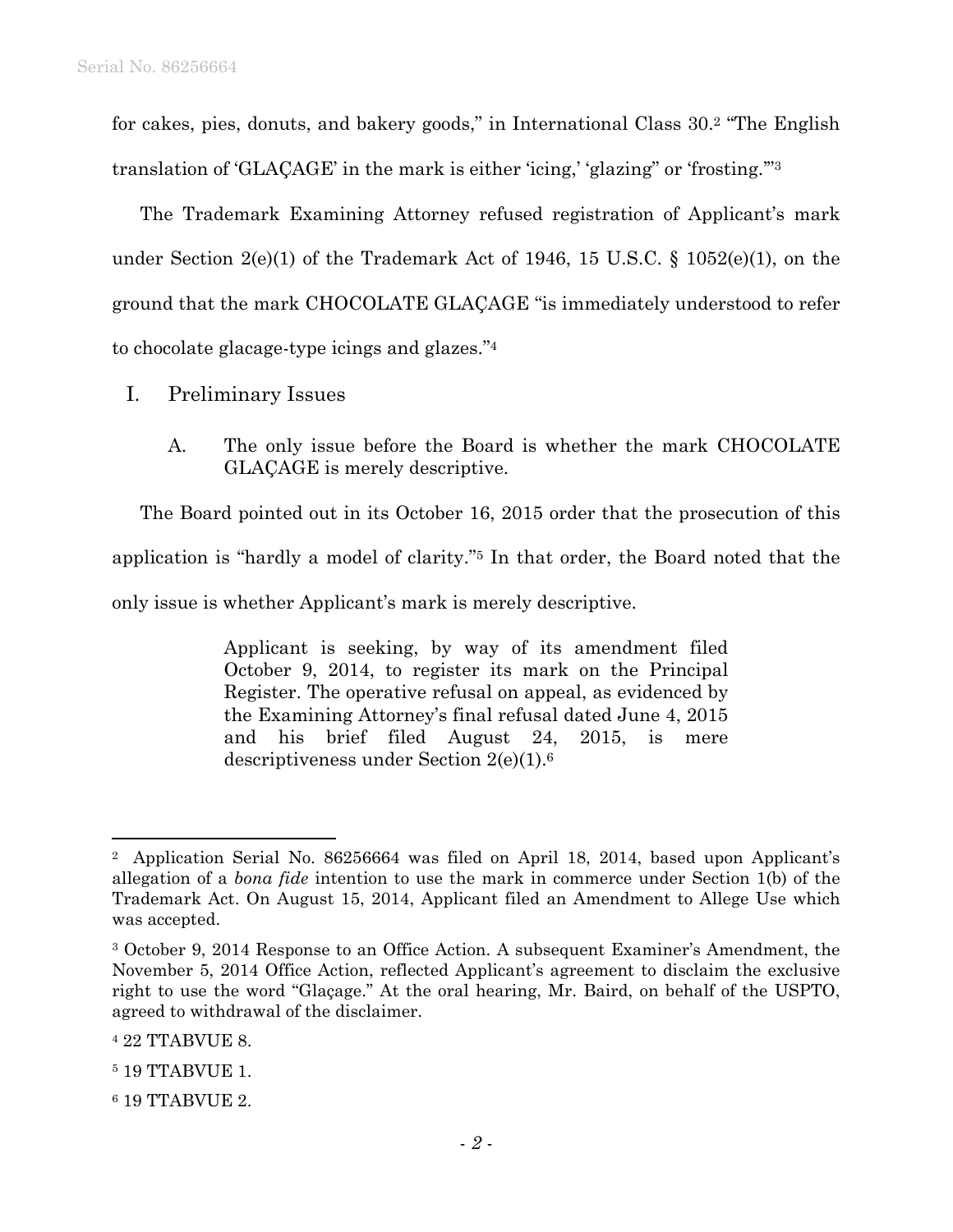for cakes, pies, donuts, and bakery goods," in International Class 30.[2] "The English translation of 'GLAÇAGE' in the mark is either 'icing,' 'glazing" or 'frosting.'"[3]

The Trademark Examining Attorney refused registration of Applicant's mark under Section 2(e)(1) of the Trademark Act of 1946, 15 U.S.C. § 1052(e)(1), on the ground that the mark CHOCOLATE GLAÇAGE "is immediately understood to refer to chocolate glacage-type icings and glazes."[4]

## I. Preliminary Issues

### A. The only issue before the Board is whether the mark CHOCOLATE GLAÇAGE is merely descriptive.

The Board pointed out in its October 16, 2015 order that the prosecution of this application is "hardly a model of clarity."[5] In that order, the Board noted that the only issue is whether Applicant's mark is merely descriptive.

> Applicant is seeking, by way of its amendment filed October 9, 2014, to register its mark on the Principal Register. The operative refusal on appeal, as evidenced by the Examining Attorney's final refusal dated June 4, 2015 and his brief filed August 24, 2015, is mere descriptiveness under Section 2(e)(1).[6]

---

[2] Application Serial No. 86256664 was filed on April 18, 2014, based upon Applicant's allegation of a *bona fide* intention to use the mark in commerce under Section 1(b) of the Trademark Act. On August 15, 2014, Applicant filed an Amendment to Allege Use which was accepted.

[3] October 9, 2014 Response to an Office Action. A subsequent Examiner's Amendment, the November 5, 2014 Office Action, reflected Applicant's agreement to disclaim the exclusive right to use the word "Glaçage." At the oral hearing, Mr. Baird, on behalf of the USPTO, agreed to withdrawal of the disclaimer.

[4] 22 TTABVUE 8.

[5] 19 TTABVUE 1.

[6] 19 TTABVUE 2.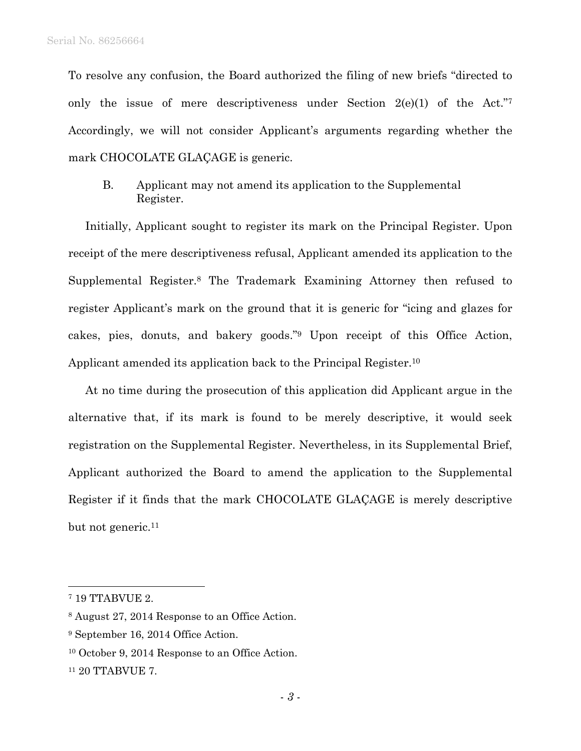To resolve any confusion, the Board authorized the filing of new briefs "directed to only the issue of mere descriptiveness under Section 2(e)(1) of the Act."[7] Accordingly, we will not consider Applicant's arguments regarding whether the mark CHOCOLATE GLAÇAGE is generic.

### B. Applicant may not amend its application to the Supplemental Register.

Initially, Applicant sought to register its mark on the Principal Register. Upon receipt of the mere descriptiveness refusal, Applicant amended its application to the Supplemental Register.[8] The Trademark Examining Attorney then refused to register Applicant's mark on the ground that it is generic for "icing and glazes for cakes, pies, donuts, and bakery goods."[9] Upon receipt of this Office Action, Applicant amended its application back to the Principal Register.[10]

At no time during the prosecution of this application did Applicant argue in the alternative that, if its mark is found to be merely descriptive, it would seek registration on the Supplemental Register. Nevertheless, in its Supplemental Brief, Applicant authorized the Board to amend the application to the Supplemental Register if it finds that the mark CHOCOLATE GLAÇAGE is merely descriptive but not generic.[11]

---

[7] 19 TTABVUE 2.

[8] August 27, 2014 Response to an Office Action.

[9] September 16, 2014 Office Action.

[10] October 9, 2014 Response to an Office Action.

[11] 20 TTABVUE 7.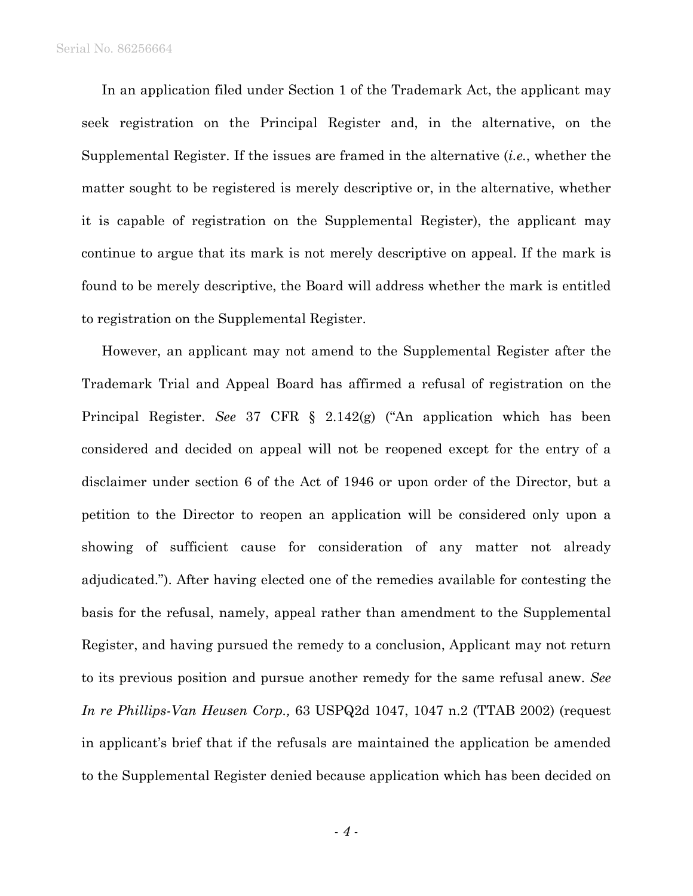In an application filed under Section 1 of the Trademark Act, the applicant may seek registration on the Principal Register and, in the alternative, on the Supplemental Register. If the issues are framed in the alternative (*i.e.*, whether the matter sought to be registered is merely descriptive or, in the alternative, whether it is capable of registration on the Supplemental Register), the applicant may continue to argue that its mark is not merely descriptive on appeal. If the mark is found to be merely descriptive, the Board will address whether the mark is entitled to registration on the Supplemental Register.

However, an applicant may not amend to the Supplemental Register after the Trademark Trial and Appeal Board has affirmed a refusal of registration on the Principal Register. *See* 37 CFR § 2.142(g) ("An application which has been considered and decided on appeal will not be reopened except for the entry of a disclaimer under section 6 of the Act of 1946 or upon order of the Director, but a petition to the Director to reopen an application will be considered only upon a showing of sufficient cause for consideration of any matter not already adjudicated."). After having elected one of the remedies available for contesting the basis for the refusal, namely, appeal rather than amendment to the Supplemental Register, and having pursued the remedy to a conclusion, Applicant may not return to its previous position and pursue another remedy for the same refusal anew. *See In re Phillips-Van Heusen Corp.,* 63 USPQ2d 1047, 1047 n.2 (TTAB 2002) (request in applicant's brief that if the refusals are maintained the application be amended to the Supplemental Register denied because application which has been decided on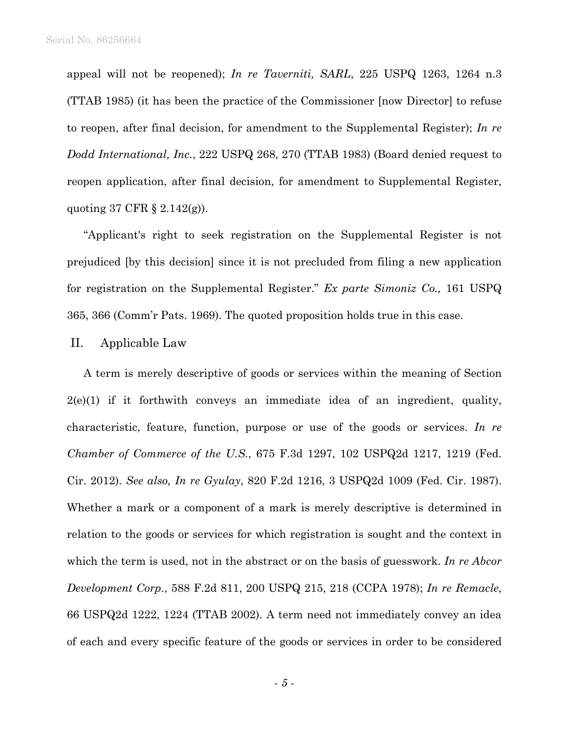appeal will not be reopened); *In re Taverniti, SARL*, 225 USPQ 1263, 1264 n.3 (TTAB 1985) (it has been the practice of the Commissioner [now Director] to refuse to reopen, after final decision, for amendment to the Supplemental Register); *In re Dodd International, Inc.*, 222 USPQ 268, 270 (TTAB 1983) (Board denied request to reopen application, after final decision, for amendment to Supplemental Register, quoting 37 CFR § 2.142(g)).

"Applicant's right to seek registration on the Supplemental Register is not prejudiced [by this decision] since it is not precluded from filing a new application for registration on the Supplemental Register." *Ex parte Simoniz Co.,* 161 USPQ 365, 366 (Comm'r Pats. 1969). The quoted proposition holds true in this case.

## II. Applicable Law

A term is merely descriptive of goods or services within the meaning of Section 2(e)(1) if it forthwith conveys an immediate idea of an ingredient, quality, characteristic, feature, function, purpose or use of the goods or services. *In re Chamber of Commerce of the U.S.*, 675 F.3d 1297, 102 USPQ2d 1217, 1219 (Fed. Cir. 2012). *See also, In re Gyulay*, 820 F.2d 1216, 3 USPQ2d 1009 (Fed. Cir. 1987). Whether a mark or a component of a mark is merely descriptive is determined in relation to the goods or services for which registration is sought and the context in which the term is used, not in the abstract or on the basis of guesswork. *In re Abcor Development Corp.*, 588 F.2d 811, 200 USPQ 215, 218 (CCPA 1978); *In re Remacle*, 66 USPQ2d 1222, 1224 (TTAB 2002). A term need not immediately convey an idea of each and every specific feature of the goods or services in order to be considered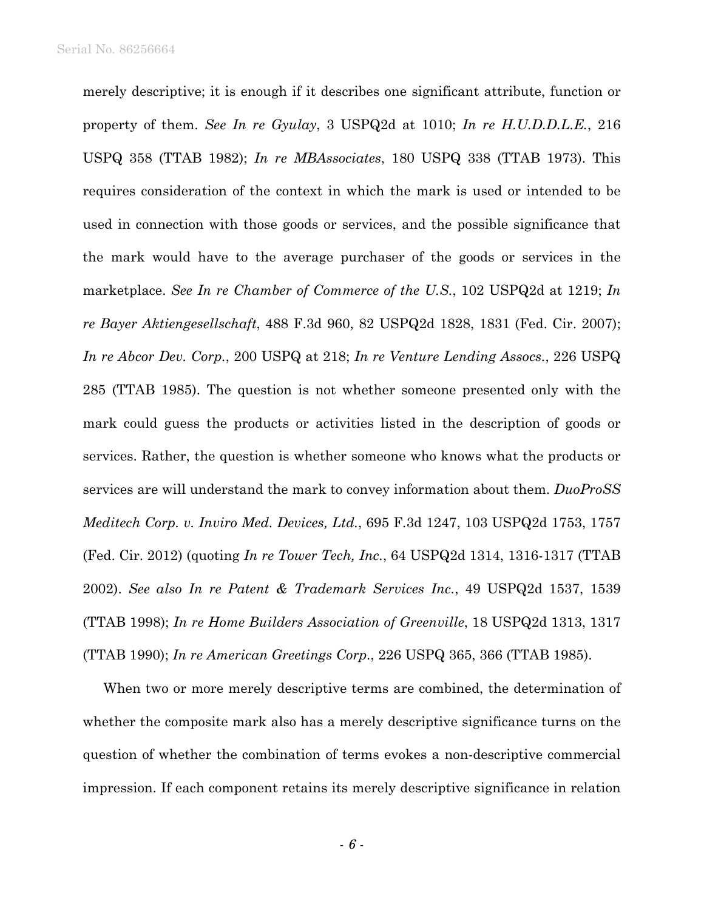merely descriptive; it is enough if it describes one significant attribute, function or property of them. *See In re Gyulay*, 3 USPQ2d at 1010; *In re H.U.D.D.L.E.*, 216 USPQ 358 (TTAB 1982); *In re MBAssociates*, 180 USPQ 338 (TTAB 1973). This requires consideration of the context in which the mark is used or intended to be used in connection with those goods or services, and the possible significance that the mark would have to the average purchaser of the goods or services in the marketplace. *See In re Chamber of Commerce of the U.S.*, 102 USPQ2d at 1219; *In re Bayer Aktiengesellschaft*, 488 F.3d 960, 82 USPQ2d 1828, 1831 (Fed. Cir. 2007); *In re Abcor Dev. Corp.*, 200 USPQ at 218; *In re Venture Lending Assocs.*, 226 USPQ 285 (TTAB 1985). The question is not whether someone presented only with the mark could guess the products or activities listed in the description of goods or services. Rather, the question is whether someone who knows what the products or services are will understand the mark to convey information about them. *DuoProSS Meditech Corp. v. Inviro Med. Devices, Ltd.*, 695 F.3d 1247, 103 USPQ2d 1753, 1757 (Fed. Cir. 2012) (quoting *In re Tower Tech, Inc.*, 64 USPQ2d 1314, 1316-1317 (TTAB 2002). *See also In re Patent & Trademark Services Inc.*, 49 USPQ2d 1537, 1539 (TTAB 1998); *In re Home Builders Association of Greenville*, 18 USPQ2d 1313, 1317 (TTAB 1990); *In re American Greetings Corp.*, 226 USPQ 365, 366 (TTAB 1985).

When two or more merely descriptive terms are combined, the determination of whether the composite mark also has a merely descriptive significance turns on the question of whether the combination of terms evokes a non-descriptive commercial impression. If each component retains its merely descriptive significance in relation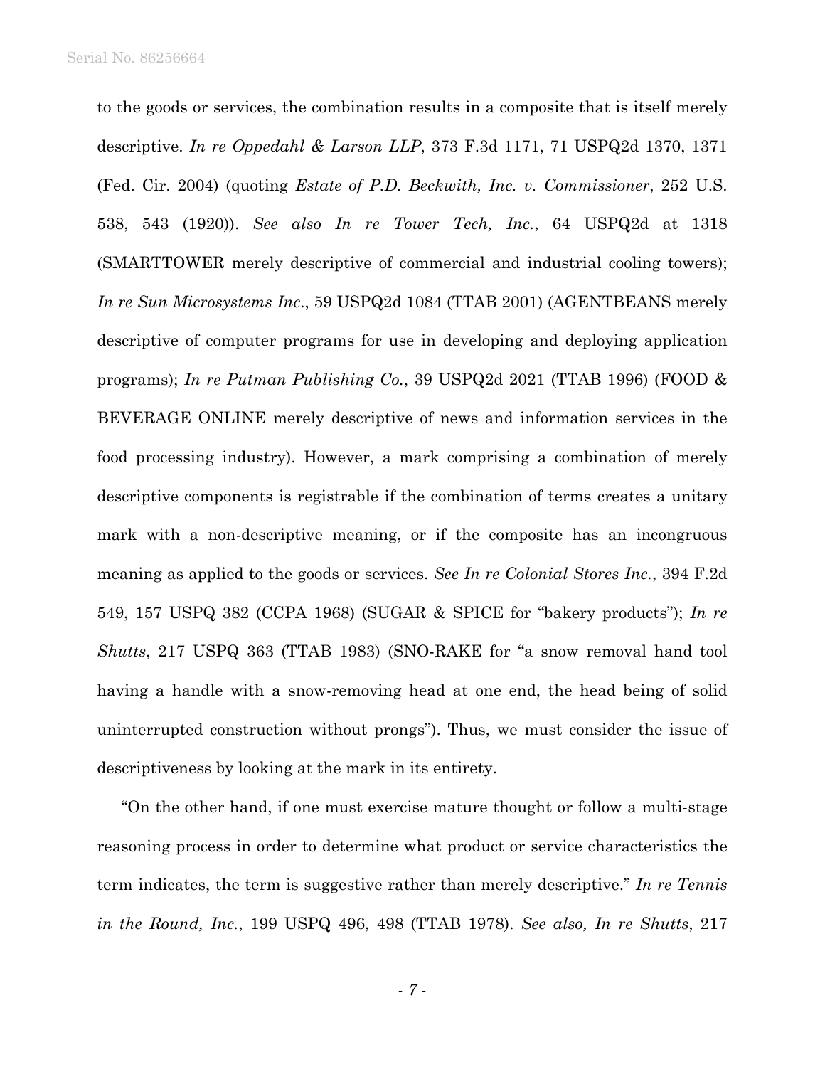to the goods or services, the combination results in a composite that is itself merely descriptive. *In re Oppedahl & Larson LLP*, 373 F.3d 1171, 71 USPQ2d 1370, 1371 (Fed. Cir. 2004) (quoting *Estate of P.D. Beckwith, Inc. v. Commissioner*, 252 U.S. 538, 543 (1920)). *See also In re Tower Tech, Inc.*, 64 USPQ2d at 1318 (SMARTTOWER merely descriptive of commercial and industrial cooling towers); *In re Sun Microsystems Inc.*, 59 USPQ2d 1084 (TTAB 2001) (AGENTBEANS merely descriptive of computer programs for use in developing and deploying application programs); *In re Putman Publishing Co.*, 39 USPQ2d 2021 (TTAB 1996) (FOOD & BEVERAGE ONLINE merely descriptive of news and information services in the food processing industry). However, a mark comprising a combination of merely descriptive components is registrable if the combination of terms creates a unitary mark with a non-descriptive meaning, or if the composite has an incongruous meaning as applied to the goods or services. *See In re Colonial Stores Inc.*, 394 F.2d 549, 157 USPQ 382 (CCPA 1968) (SUGAR & SPICE for "bakery products"); *In re Shutts*, 217 USPQ 363 (TTAB 1983) (SNO-RAKE for "a snow removal hand tool having a handle with a snow-removing head at one end, the head being of solid uninterrupted construction without prongs"). Thus, we must consider the issue of descriptiveness by looking at the mark in its entirety.

"On the other hand, if one must exercise mature thought or follow a multi-stage reasoning process in order to determine what product or service characteristics the term indicates, the term is suggestive rather than merely descriptive." *In re Tennis in the Round, Inc.*, 199 USPQ 496, 498 (TTAB 1978). *See also, In re Shutts*, 217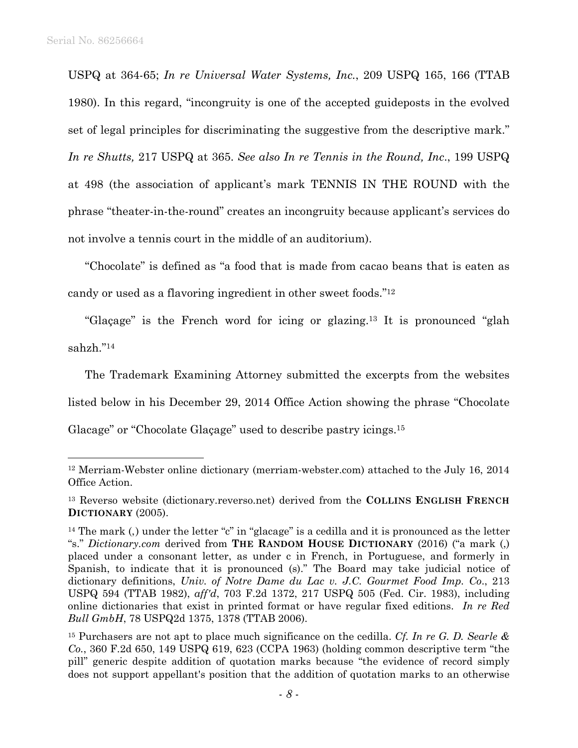USPQ at 364-65; *In re Universal Water Systems, Inc.*, 209 USPQ 165, 166 (TTAB 1980). In this regard, "incongruity is one of the accepted guideposts in the evolved set of legal principles for discriminating the suggestive from the descriptive mark." *In re Shutts,* 217 USPQ at 365. *See also In re Tennis in the Round, Inc*., 199 USPQ at 498 (the association of applicant's mark TENNIS IN THE ROUND with the phrase "theater-in-the-round" creates an incongruity because applicant's services do not involve a tennis court in the middle of an auditorium).

"Chocolate" is defined as "a food that is made from cacao beans that is eaten as candy or used as a flavoring ingredient in other sweet foods."[12]

"Glaçage" is the French word for icing or glazing.[13] It is pronounced "glah sahzh."[14]

The Trademark Examining Attorney submitted the excerpts from the websites listed below in his December 29, 2014 Office Action showing the phrase "Chocolate Glacage" or "Chocolate Glaçage" used to describe pastry icings.[15]

---

[12] Merriam-Webster online dictionary (merriam-webster.com) attached to the July 16, 2014 Office Action.

[13] Reverso website (dictionary.reverso.net) derived from the **COLLINS ENGLISH FRENCH DICTIONARY** (2005).

[14] The mark (,) under the letter "c" in "glacage" is a cedilla and it is pronounced as the letter "s." *Dictionary.com* derived from **THE RANDOM HOUSE DICTIONARY** (2016) ("a mark (,) placed under a consonant letter, as under c in French, in Portuguese, and formerly in Spanish, to indicate that it is pronounced (s)." The Board may take judicial notice of dictionary definitions, *Univ. of Notre Dame du Lac v. J.C. Gourmet Food Imp. Co*., 213 USPQ 594 (TTAB 1982), *aff'd*, 703 F.2d 1372, 217 USPQ 505 (Fed. Cir. 1983), including online dictionaries that exist in printed format or have regular fixed editions. *In re Red Bull GmbH*, 78 USPQ2d 1375, 1378 (TTAB 2006).

[15] Purchasers are not apt to place much significance on the cedilla. *Cf. In re G. D. Searle & Co*., 360 F.2d 650, 149 USPQ 619, 623 (CCPA 1963) (holding common descriptive term "the pill" generic despite addition of quotation marks because "the evidence of record simply does not support appellant's position that the addition of quotation marks to an otherwise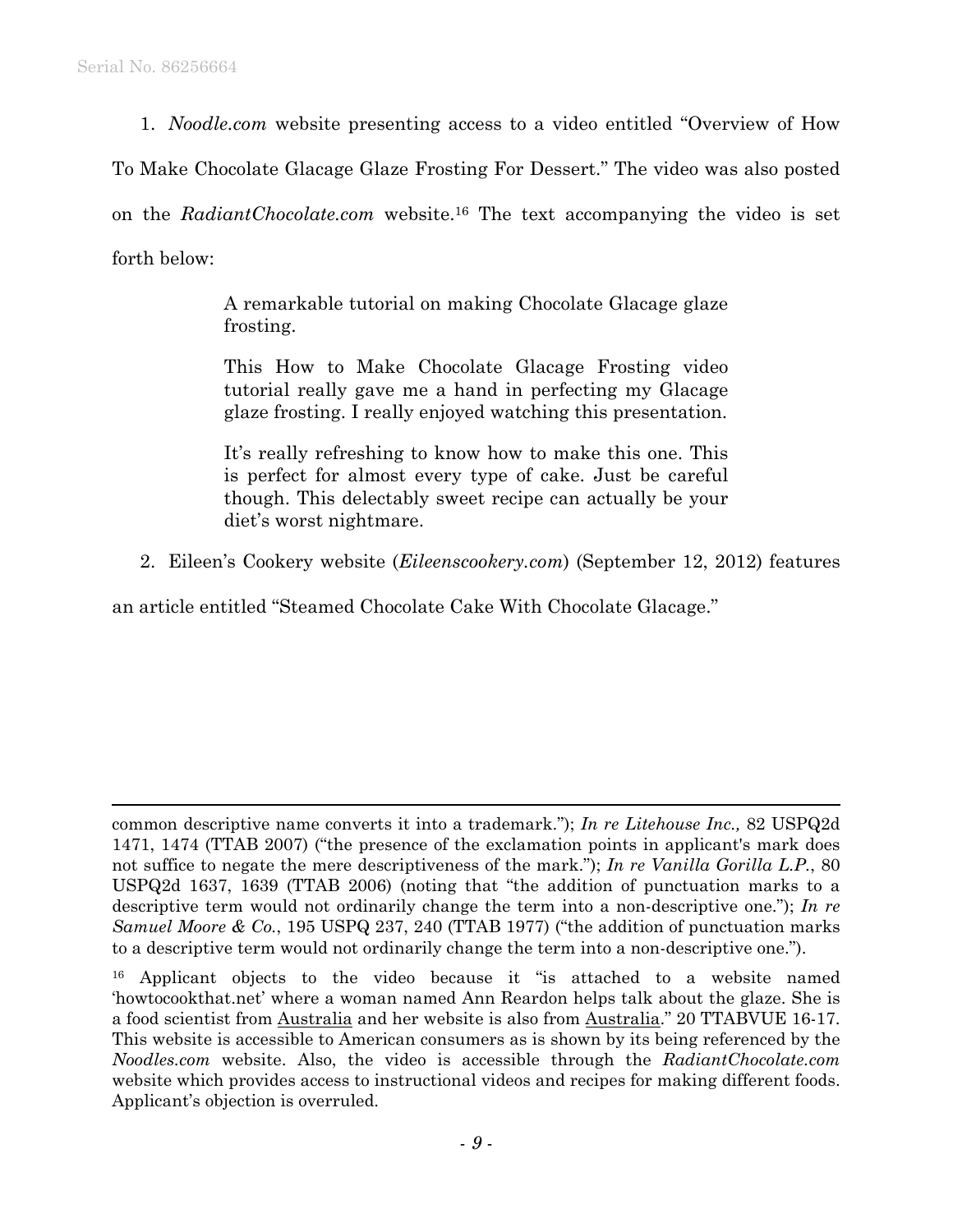1. *Noodle.com* website presenting access to a video entitled "Overview of How To Make Chocolate Glacage Glaze Frosting For Dessert." The video was also posted on the *RadiantChocolate.com* website.[16] The text accompanying the video is set forth below:

> A remarkable tutorial on making Chocolate Glacage glaze frosting.
>
> This How to Make Chocolate Glacage Frosting video tutorial really gave me a hand in perfecting my Glacage glaze frosting. I really enjoyed watching this presentation.
>
> It's really refreshing to know how to make this one. This is perfect for almost every type of cake. Just be careful though. This delectably sweet recipe can actually be your diet's worst nightmare.

2. Eileen's Cookery website (*Eileenscookery.com*) (September 12, 2012) features an article entitled "Steamed Chocolate Cake With Chocolate Glacage."

---

common descriptive name converts it into a trademark."); *In re Litehouse Inc.,* 82 USPQ2d 1471, 1474 (TTAB 2007) ("the presence of the exclamation points in applicant's mark does not suffice to negate the mere descriptiveness of the mark."); *In re Vanilla Gorilla L.P.*, 80 USPQ2d 1637, 1639 (TTAB 2006) (noting that "the addition of punctuation marks to a descriptive term would not ordinarily change the term into a non-descriptive one."); *In re Samuel Moore & Co.*, 195 USPQ 237, 240 (TTAB 1977) ("the addition of punctuation marks to a descriptive term would not ordinarily change the term into a non-descriptive one.").

[16] Applicant objects to the video because it "is attached to a website named 'howtocookthat.net' where a woman named Ann Reardon helps talk about the glaze. She is a food scientist from Australia and her website is also from Australia." 20 TTABVUE 16-17. This website is accessible to American consumers as is shown by its being referenced by the *Noodles.com* website. Also, the video is accessible through the *RadiantChocolate.com* website which provides access to instructional videos and recipes for making different foods. Applicant's objection is overruled.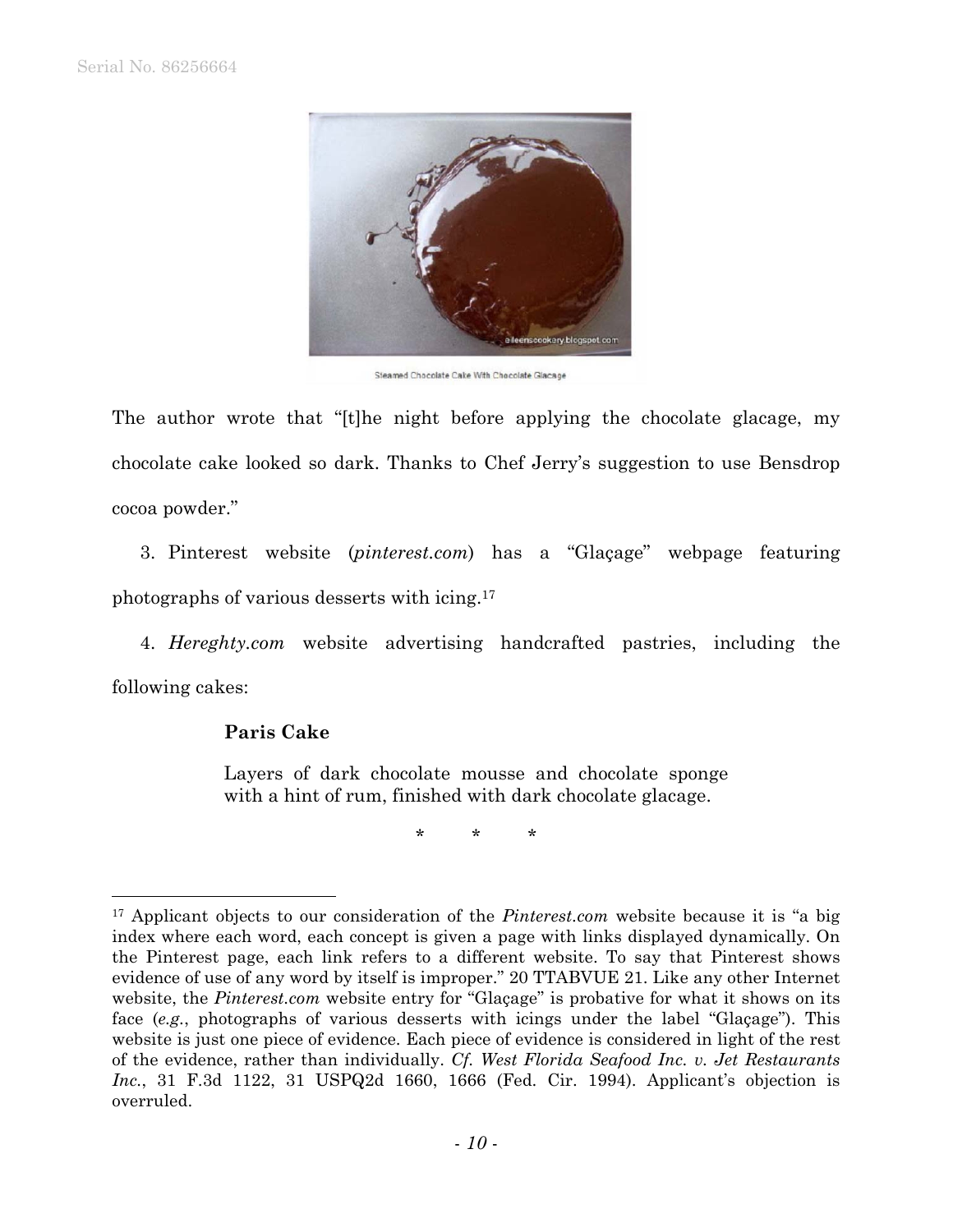Steamed Chocolate Cake With Chocolate Glacage

The author wrote that "[t]he night before applying the chocolate glacage, my chocolate cake looked so dark. Thanks to Chef Jerry's suggestion to use Bensdrop cocoa powder."

3. Pinterest website (*pinterest.com*) has a "Glaçage" webpage featuring photographs of various desserts with icing.[17]

4. *Hereghty.com* website advertising handcrafted pastries, including the following cakes:

> **Paris Cake**
>
> Layers of dark chocolate mousse and chocolate sponge with a hint of rum, finished with dark chocolate glacage.
>
> \* \* \*

---

[17] Applicant objects to our consideration of the *Pinterest.com* website because it is "a big index where each word, each concept is given a page with links displayed dynamically. On the Pinterest page, each link refers to a different website. To say that Pinterest shows evidence of use of any word by itself is improper." 20 TTABVUE 21. Like any other Internet website, the *Pinterest.com* website entry for "Glaçage" is probative for what it shows on its face (*e.g.*, photographs of various desserts with icings under the label "Glaçage"). This website is just one piece of evidence. Each piece of evidence is considered in light of the rest of the evidence, rather than individually. *Cf. West Florida Seafood Inc. v. Jet Restaurants Inc.*, 31 F.3d 1122, 31 USPQ2d 1660, 1666 (Fed. Cir. 1994). Applicant's objection is overruled.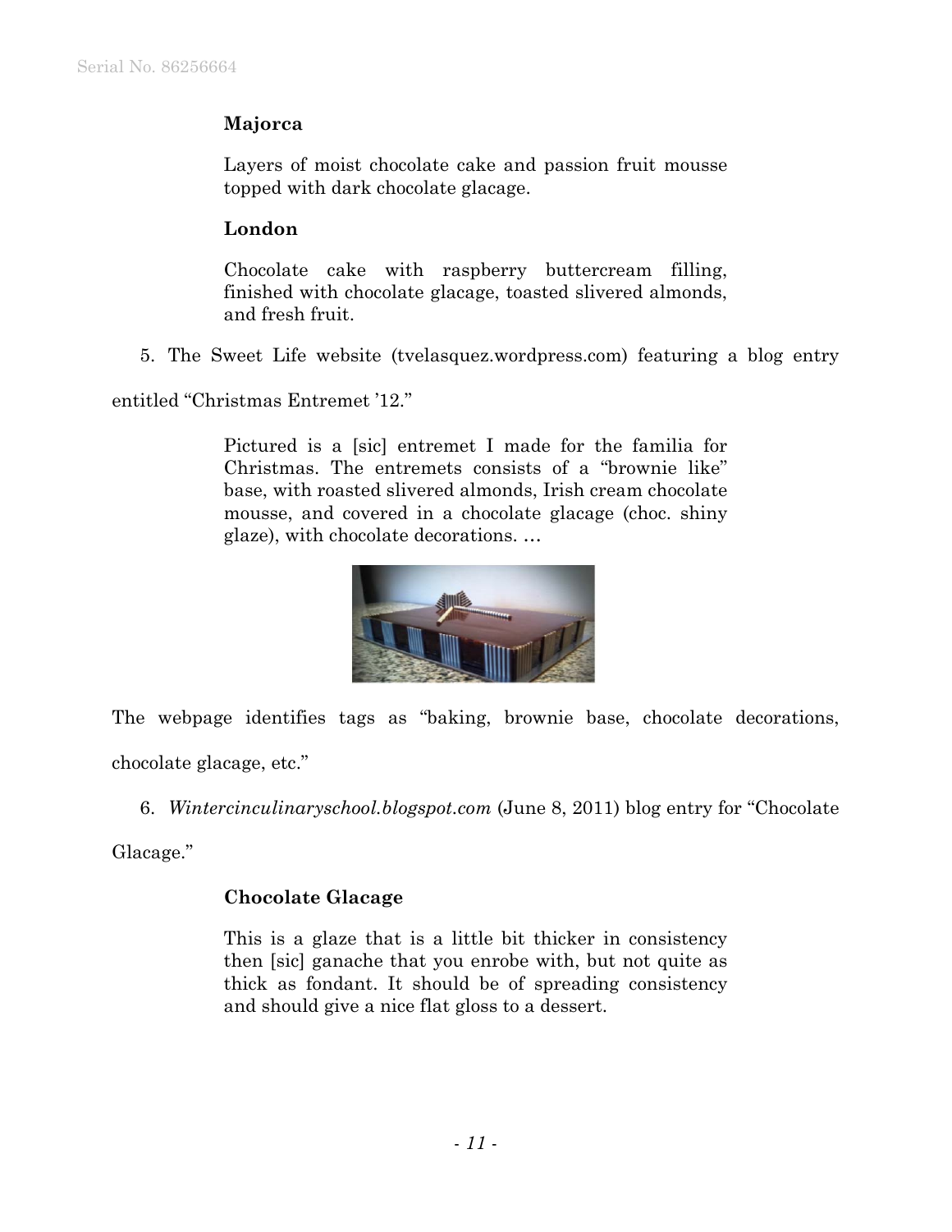> **Majorca**
>
> Layers of moist chocolate cake and passion fruit mousse topped with dark chocolate glacage.
>
> **London**
>
> Chocolate cake with raspberry buttercream filling, finished with chocolate glacage, toasted slivered almonds, and fresh fruit.

5. The Sweet Life website (tvelasquez.wordpress.com) featuring a blog entry entitled "Christmas Entremet '12."

> Pictured is a [sic] entremet I made for the familia for Christmas. The entremets consists of a "brownie like" base, with roasted slivered almonds, Irish cream chocolate mousse, and covered in a chocolate glacage (choc. shiny glaze), with chocolate decorations. …

The webpage identifies tags as "baking, brownie base, chocolate decorations, chocolate glacage, etc."

6. *Wintercinculinaryschool.blogspot.com* (June 8, 2011) blog entry for "Chocolate Glacage."

> **Chocolate Glacage**
>
> This is a glaze that is a little bit thicker in consistency then [sic] ganache that you enrobe with, but not quite as thick as fondant. It should be of spreading consistency and should give a nice flat gloss to a dessert.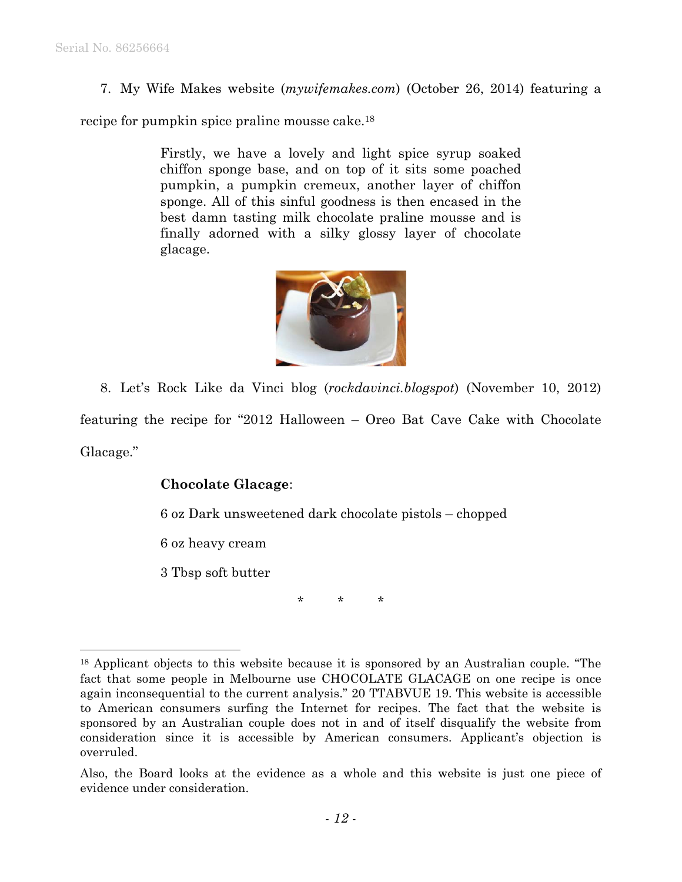7. My Wife Makes website (*mywifemakes.com*) (October 26, 2014) featuring a recipe for pumpkin spice praline mousse cake.[18]

> Firstly, we have a lovely and light spice syrup soaked chiffon sponge base, and on top of it sits some poached pumpkin, a pumpkin cremeux, another layer of chiffon sponge. All of this sinful goodness is then encased in the best damn tasting milk chocolate praline mousse and is finally adorned with a silky glossy layer of chocolate glacage.

8. Let's Rock Like da Vinci blog (*rockdavinci.blogspot*) (November 10, 2012) featuring the recipe for "2012 Halloween – Oreo Bat Cave Cake with Chocolate Glacage."

> **Chocolate Glacage**:
>
> 6 oz Dark unsweetened dark chocolate pistols – chopped
>
> 6 oz heavy cream
>
> 3 Tbsp soft butter

\* \* \*

---

[18] Applicant objects to this website because it is sponsored by an Australian couple. "The fact that some people in Melbourne use CHOCOLATE GLACAGE on one recipe is once again inconsequential to the current analysis." 20 TTABVUE 19. This website is accessible to American consumers surfing the Internet for recipes. The fact that the website is sponsored by an Australian couple does not in and of itself disqualify the website from consideration since it is accessible by American consumers. Applicant's objection is overruled.

Also, the Board looks at the evidence as a whole and this website is just one piece of evidence under consideration.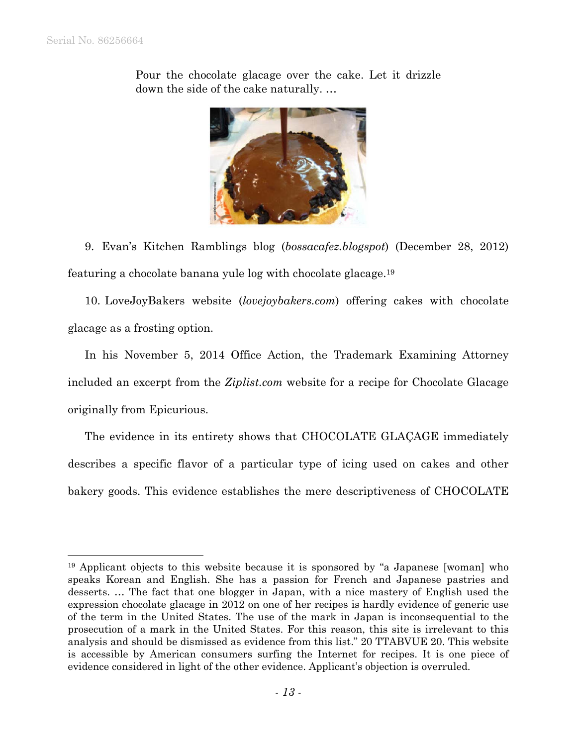> Pour the chocolate glacage over the cake. Let it drizzle down the side of the cake naturally. …

9. Evan's Kitchen Ramblings blog (*bossacafez.blogspot*) (December 28, 2012) featuring a chocolate banana yule log with chocolate glacage.[19]

10. LoveJoyBakers website (*lovejoybakers.com*) offering cakes with chocolate glacage as a frosting option.

In his November 5, 2014 Office Action, the Trademark Examining Attorney included an excerpt from the *Ziplist.com* website for a recipe for Chocolate Glacage originally from Epicurious.

The evidence in its entirety shows that CHOCOLATE GLAÇAGE immediately describes a specific flavor of a particular type of icing used on cakes and other bakery goods. This evidence establishes the mere descriptiveness of CHOCOLATE

---

[19] Applicant objects to this website because it is sponsored by "a Japanese [woman] who speaks Korean and English. She has a passion for French and Japanese pastries and desserts. … The fact that one blogger in Japan, with a nice mastery of English used the expression chocolate glacage in 2012 on one of her recipes is hardly evidence of generic use of the term in the United States. The use of the mark in Japan is inconsequential to the prosecution of a mark in the United States. For this reason, this site is irrelevant to this analysis and should be dismissed as evidence from this list." 20 TTABVUE 20. This website is accessible by American consumers surfing the Internet for recipes. It is one piece of evidence considered in light of the other evidence. Applicant's objection is overruled.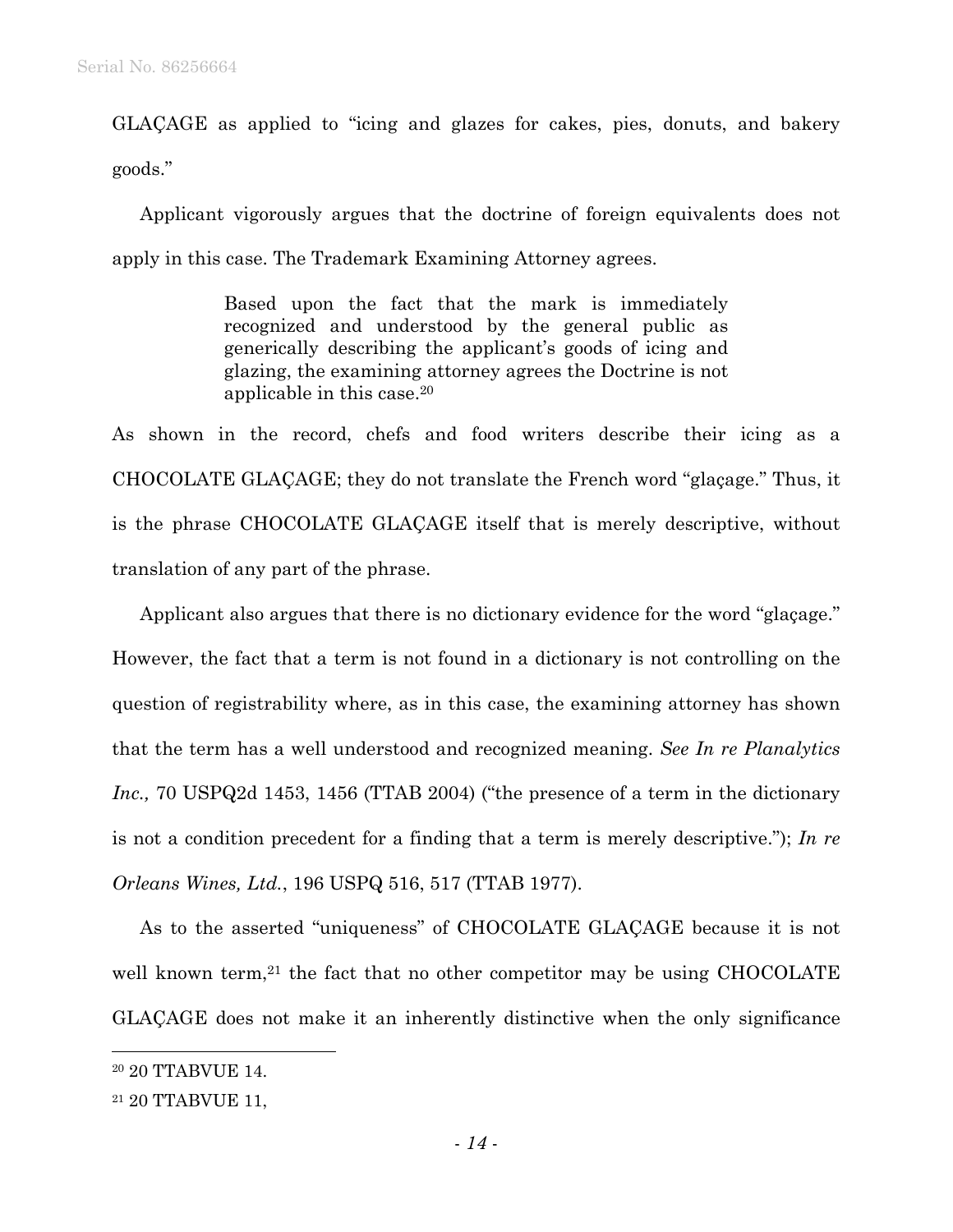GLAÇAGE as applied to "icing and glazes for cakes, pies, donuts, and bakery goods."

Applicant vigorously argues that the doctrine of foreign equivalents does not apply in this case. The Trademark Examining Attorney agrees.

> Based upon the fact that the mark is immediately recognized and understood by the general public as generically describing the applicant's goods of icing and glazing, the examining attorney agrees the Doctrine is not applicable in this case.[20]

As shown in the record, chefs and food writers describe their icing as a CHOCOLATE GLAÇAGE; they do not translate the French word "glaçage." Thus, it is the phrase CHOCOLATE GLAÇAGE itself that is merely descriptive, without translation of any part of the phrase.

Applicant also argues that there is no dictionary evidence for the word "glaçage." However, the fact that a term is not found in a dictionary is not controlling on the question of registrability where, as in this case, the examining attorney has shown that the term has a well understood and recognized meaning. *See In re Planalytics Inc.,* 70 USPQ2d 1453, 1456 (TTAB 2004) ("the presence of a term in the dictionary is not a condition precedent for a finding that a term is merely descriptive."); *In re Orleans Wines, Ltd.*, 196 USPQ 516, 517 (TTAB 1977).

As to the asserted "uniqueness" of CHOCOLATE GLAÇAGE because it is not well known term,[21] the fact that no other competitor may be using CHOCOLATE GLAÇAGE does not make it an inherently distinctive when the only significance

---

[20] 20 TTABVUE 14.

[21] 20 TTABVUE 11,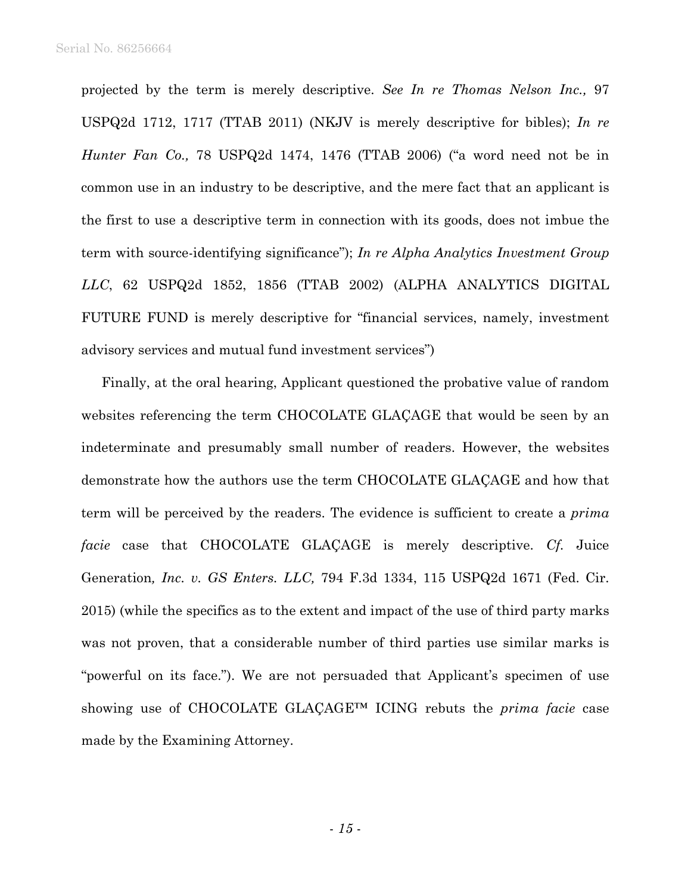projected by the term is merely descriptive. *See In re Thomas Nelson Inc.,* 97 USPQ2d 1712, 1717 (TTAB 2011) (NKJV is merely descriptive for bibles); *In re Hunter Fan Co.,* 78 USPQ2d 1474, 1476 (TTAB 2006) ("a word need not be in common use in an industry to be descriptive, and the mere fact that an applicant is the first to use a descriptive term in connection with its goods, does not imbue the term with source-identifying significance"); *In re Alpha Analytics Investment Group LLC*, 62 USPQ2d 1852, 1856 (TTAB 2002) (ALPHA ANALYTICS DIGITAL FUTURE FUND is merely descriptive for "financial services, namely, investment advisory services and mutual fund investment services")

Finally, at the oral hearing, Applicant questioned the probative value of random websites referencing the term CHOCOLATE GLAÇAGE that would be seen by an indeterminate and presumably small number of readers. However, the websites demonstrate how the authors use the term CHOCOLATE GLAÇAGE and how that term will be perceived by the readers. The evidence is sufficient to create a *prima facie* case that CHOCOLATE GLAÇAGE is merely descriptive. *Cf.* Juice Generation*, Inc. v. GS Enters. LLC,* 794 F.3d 1334, 115 USPQ2d 1671 (Fed. Cir. 2015) (while the specifics as to the extent and impact of the use of third party marks was not proven, that a considerable number of third parties use similar marks is "powerful on its face."). We are not persuaded that Applicant's specimen of use showing use of CHOCOLATE GLAÇAGE™ ICING rebuts the *prima facie* case made by the Examining Attorney.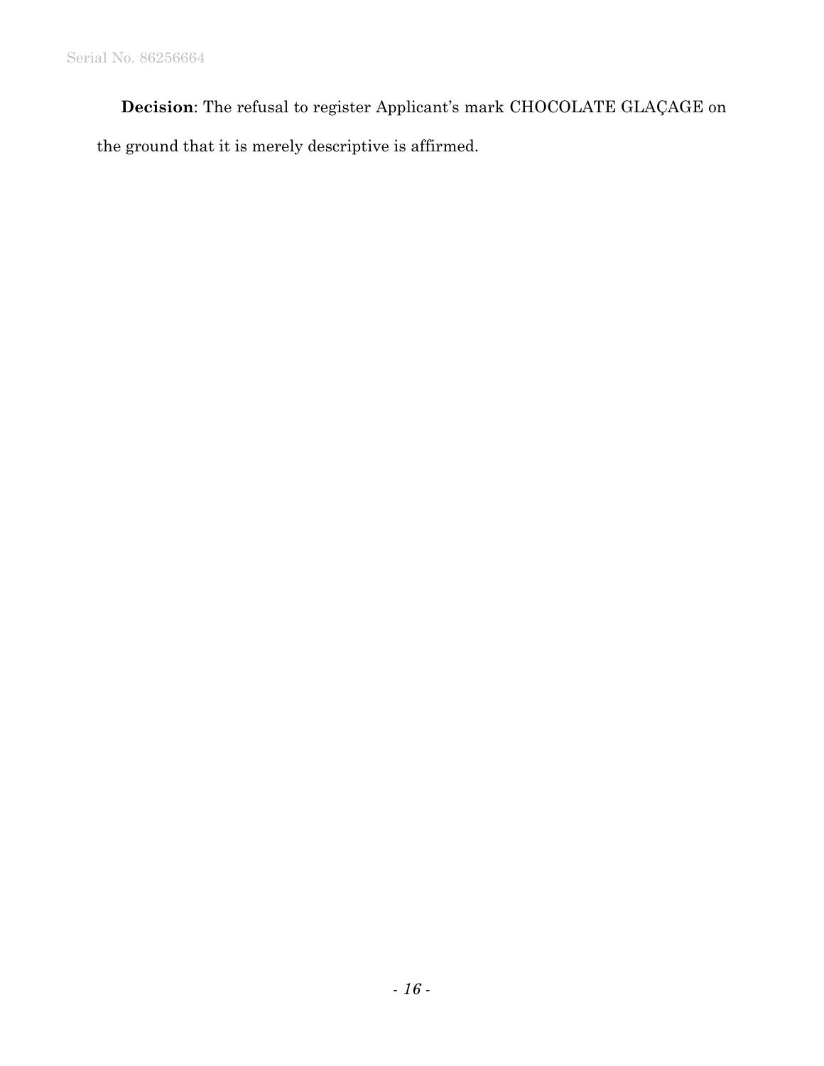**Decision**: The refusal to register Applicant's mark CHOCOLATE GLAÇAGE on the ground that it is merely descriptive is affirmed.